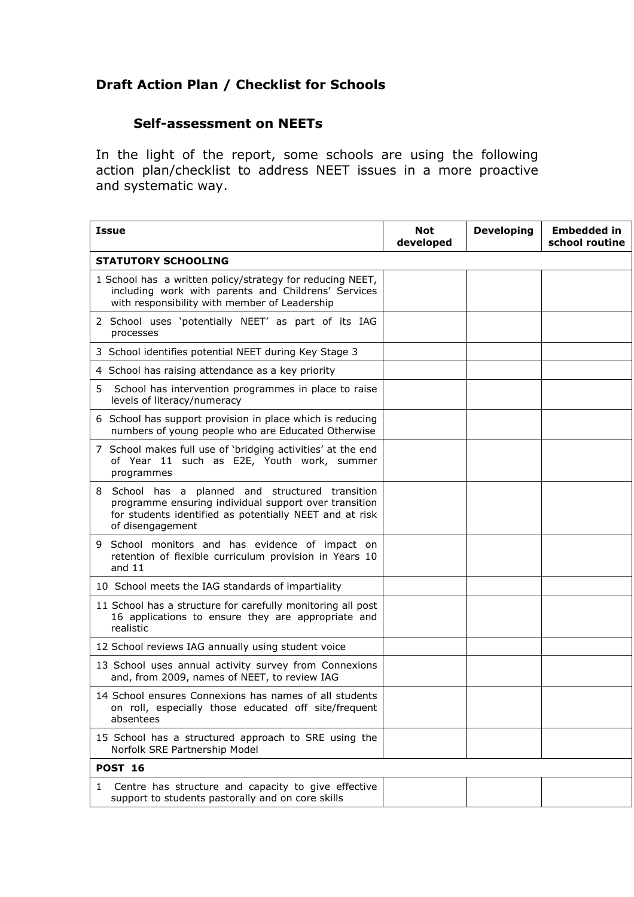## Draft Action Plan / Checklist for Schools

### Self-assessment on NEETs

In the light of the report, some schools are using the following action plan/checklist to address NEET issues in a more proactive and systematic way.

| Issue | Not developed | Developing | Embedded in school routine |
|---|---|---|---|
| **STATUTORY SCHOOLING** | | | |
| 1 School has a written policy/strategy for reducing NEET, including work with parents and Childrens' Services with responsibility with member of Leadership | | | |
| 2 School uses 'potentially NEET' as part of its IAG processes | | | |
| 3 School identifies potential NEET during Key Stage 3 | | | |
| 4 School has raising attendance as a key priority | | | |
| 5 School has intervention programmes in place to raise levels of literacy/numeracy | | | |
| 6 School has support provision in place which is reducing numbers of young people who are Educated Otherwise | | | |
| 7 School makes full use of 'bridging activities' at the end of Year 11 such as E2E, Youth work, summer programmes | | | |
| 8 School has a planned and structured transition programme ensuring individual support over transition for students identified as potentially NEET and at risk of disengagement | | | |
| 9 School monitors and has evidence of impact on retention of flexible curriculum provision in Years 10 and 11 | | | |
| 10 School meets the IAG standards of impartiality | | | |
| 11 School has a structure for carefully monitoring all post 16 applications to ensure they are appropriate and realistic | | | |
| 12 School reviews IAG annually using student voice | | | |
| 13 School uses annual activity survey from Connexions and, from 2009, names of NEET, to review IAG | | | |
| 14 School ensures Connexions has names of all students on roll, especially those educated off site/frequent absentees | | | |
| 15 School has a structured approach to SRE using the Norfolk SRE Partnership Model | | | |
| **POST 16** | | | |
| 1 Centre has structure and capacity to give effective support to students pastorally and on core skills | | | |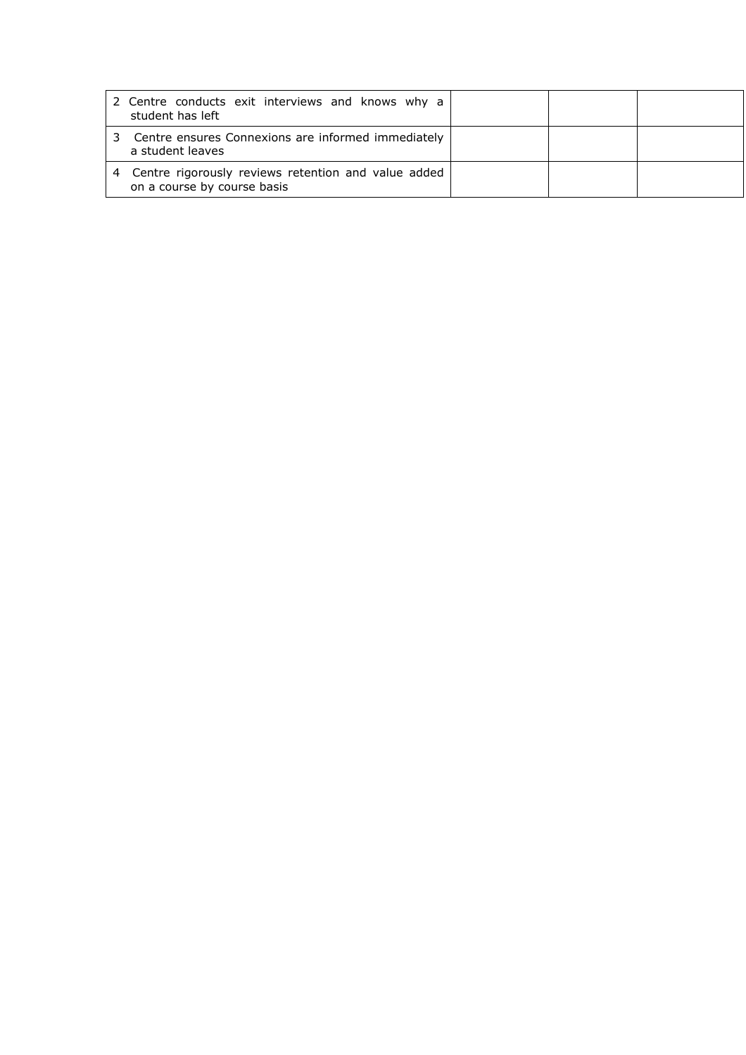| | | | |
|---|---|---|---|
| 2 Centre conducts exit interviews and knows why a student has left | | | |
| 3 Centre ensures Connexions are informed immediately a student leaves | | | |
| 4 Centre rigorously reviews retention and value added on a course by course basis | | | |